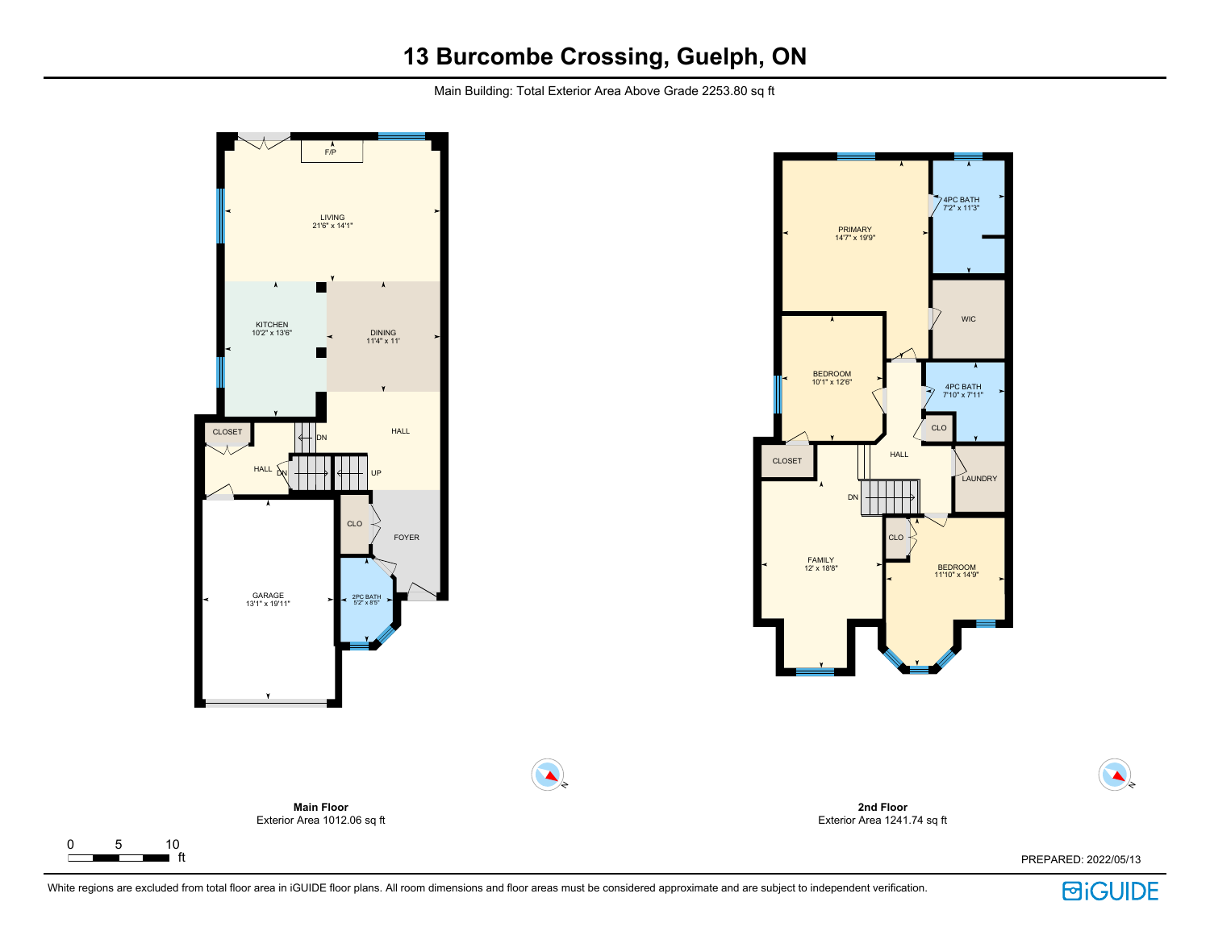# 13 Burcombe Crossing, Guelph, ON

Main Building: Total Exterior Area Above Grade 2253.80 sq ft

F/P

LIVING
21'6" x 14'1"

KITCHEN
10'2" x 13'6"

DINING
11'4" x 11'

CLOSET

HALL

DN

HALL

DN

UP

CLO

FOYER

GARAGE
13'1" x 19'11"

2PC BATH
5'2" x 8'5"

PRIMARY
14'7" x 19'9"

4PC BATH
7'2" x 11'3"

WIC

BEDROOM
10'1" x 12'6"

4PC BATH
7'10" x 7'11"

CLO

CLOSET

HALL

LAUNDRY

DN

CLO

FAMILY
12' x 18'8"

BEDROOM
11'10" x 14'9"

**Main Floor**
Exterior Area 1012.06 sq ft

**2nd Floor**
Exterior Area 1241.74 sq ft

0 5 10
ft

PREPARED: 2022/05/13

White regions are excluded from total floor area in iGUIDE floor plans. All room dimensions and floor areas must be considered approximate and are subject to independent verification.

iGUIDE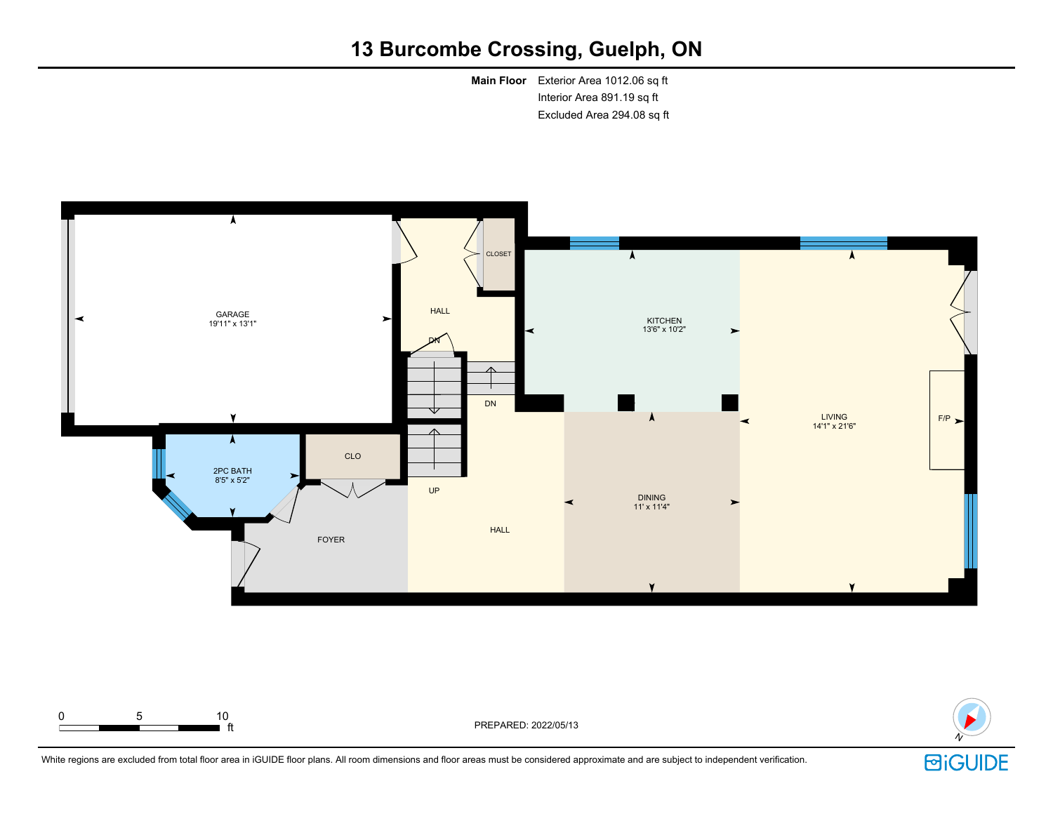# 13 Burcombe Crossing, Guelph, ON

**Main Floor** Exterior Area 1012.06 sq ft
Interior Area 891.19 sq ft
Excluded Area 294.08 sq ft

GARAGE
19'11" x 13'1"

HALL

CLOSET

KITCHEN
13'6" x 10'2"

DN

DN

LIVING
14'1" x 21'6"

F/P

2PC BATH
8'5" x 5'2"

CLO

UP

DINING
11' x 11'4"

FOYER

HALL

0 5 10 ft

PREPARED: 2022/05/13

N

White regions are excluded from total floor area in iGUIDE floor plans. All room dimensions and floor areas must be considered approximate and are subject to independent verification.

iGUIDE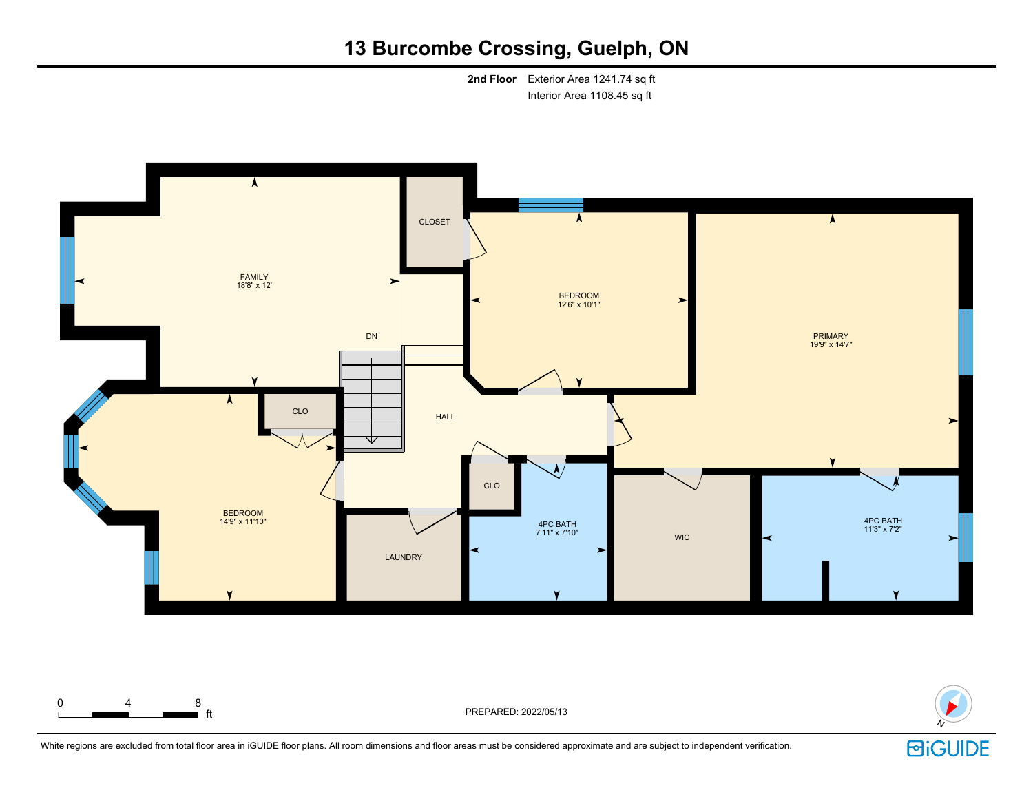# 13 Burcombe Crossing, Guelph, ON

**2nd Floor** Exterior Area 1241.74 sq ft
Interior Area 1108.45 sq ft

FAMILY
18'8" x 12'

CLOSET

BEDROOM
12'6" x 10'1"

PRIMARY
19'9" x 14'7"

DN

HALL

CLO

BEDROOM
14'9" x 11'10"

CLO

4PC BATH
7'11" x 7'10"

LAUNDRY

WIC

4PC BATH
11'3" x 7'2"

0 4 8 ft

PREPARED: 2022/05/13

N

White regions are excluded from total floor area in iGUIDE floor plans. All room dimensions and floor areas must be considered approximate and are subject to independent verification.

iGUIDE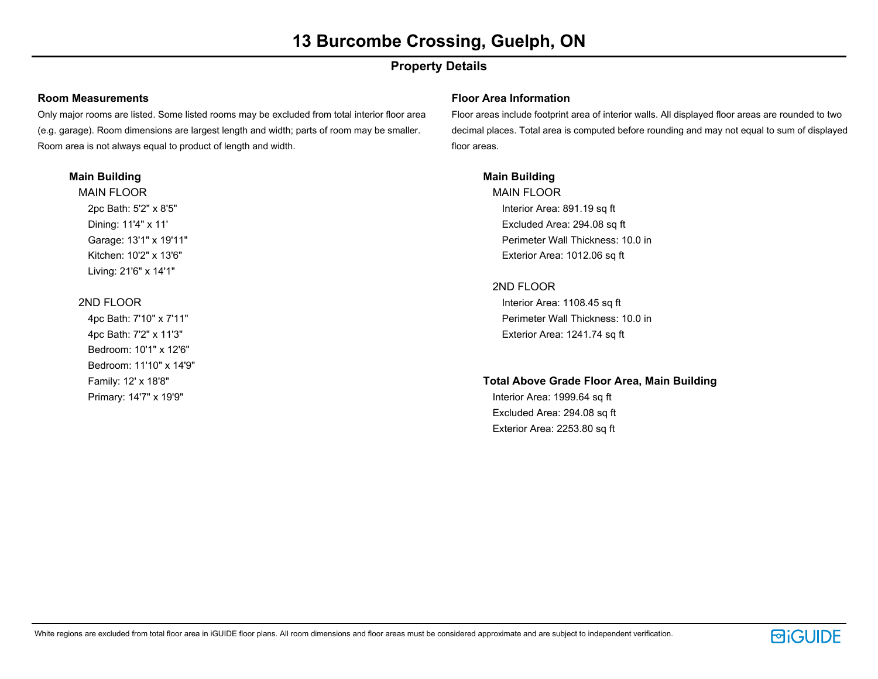# 13 Burcombe Crossing, Guelph, ON

## Property Details

### Room Measurements

Only major rooms are listed. Some listed rooms may be excluded from total interior floor area (e.g. garage). Room dimensions are largest length and width; parts of room may be smaller. Room area is not always equal to product of length and width.

**Main Building**

MAIN FLOOR

- 2pc Bath: 5'2" x 8'5"
- Dining: 11'4" x 11'
- Garage: 13'1" x 19'11"
- Kitchen: 10'2" x 13'6"
- Living: 21'6" x 14'1"

2ND FLOOR

- 4pc Bath: 7'10" x 7'11"
- 4pc Bath: 7'2" x 11'3"
- Bedroom: 10'1" x 12'6"
- Bedroom: 11'10" x 14'9"
- Family: 12' x 18'8"
- Primary: 14'7" x 19'9"

### Floor Area Information

Floor areas include footprint area of interior walls. All displayed floor areas are rounded to two decimal places. Total area is computed before rounding and may not equal to sum of displayed floor areas.

**Main Building**

MAIN FLOOR

- Interior Area: 891.19 sq ft
- Excluded Area: 294.08 sq ft
- Perimeter Wall Thickness: 10.0 in
- Exterior Area: 1012.06 sq ft

2ND FLOOR

- Interior Area: 1108.45 sq ft
- Perimeter Wall Thickness: 10.0 in
- Exterior Area: 1241.74 sq ft

**Total Above Grade Floor Area, Main Building**

- Interior Area: 1999.64 sq ft
- Excluded Area: 294.08 sq ft
- Exterior Area: 2253.80 sq ft

White regions are excluded from total floor area in iGUIDE floor plans. All room dimensions and floor areas must be considered approximate and are subject to independent verification.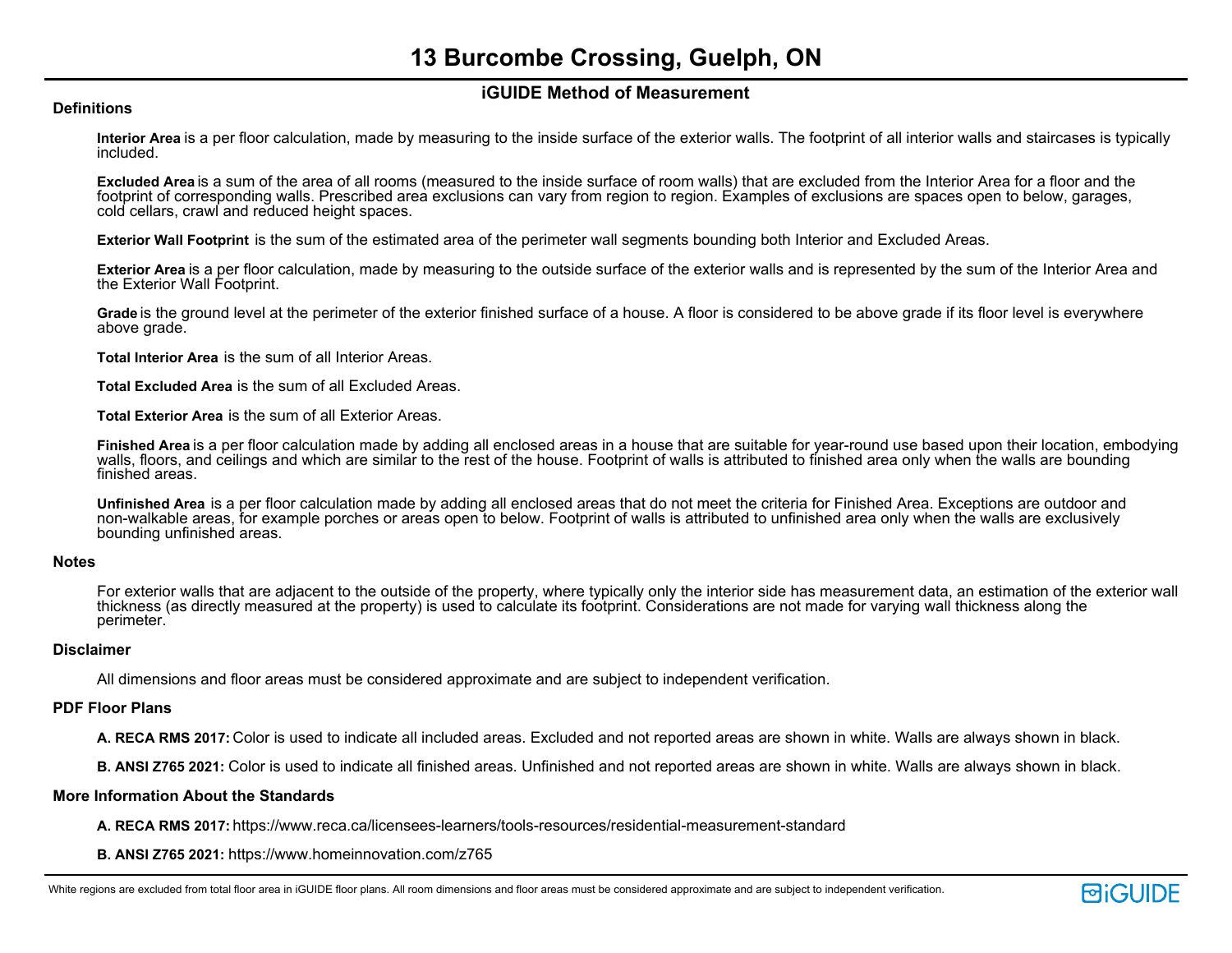# 13 Burcombe Crossing, Guelph, ON

## iGUIDE Method of Measurement

### Definitions

**Interior Area** is a per floor calculation, made by measuring to the inside surface of the exterior walls. The footprint of all interior walls and staircases is typically included.

**Excluded Area** is a sum of the area of all rooms (measured to the inside surface of room walls) that are excluded from the Interior Area for a floor and the footprint of corresponding walls. Prescribed area exclusions can vary from region to region. Examples of exclusions are spaces open to below, garages, cold cellars, crawl and reduced height spaces.

**Exterior Wall Footprint** is the sum of the estimated area of the perimeter wall segments bounding both Interior and Excluded Areas.

**Exterior Area** is a per floor calculation, made by measuring to the outside surface of the exterior walls and is represented by the sum of the Interior Area and the Exterior Wall Footprint.

**Grade** is the ground level at the perimeter of the exterior finished surface of a house. A floor is considered to be above grade if its floor level is everywhere above grade.

**Total Interior Area** is the sum of all Interior Areas.

**Total Excluded Area** is the sum of all Excluded Areas.

**Total Exterior Area** is the sum of all Exterior Areas.

**Finished Area** is a per floor calculation made by adding all enclosed areas in a house that are suitable for year-round use based upon their location, embodying walls, floors, and ceilings and which are similar to the rest of the house. Footprint of walls is attributed to finished area only when the walls are bounding finished areas.

**Unfinished Area** is a per floor calculation made by adding all enclosed areas that do not meet the criteria for Finished Area. Exceptions are outdoor and non-walkable areas, for example porches or areas open to below. Footprint of walls is attributed to unfinished area only when the walls are exclusively bounding unfinished areas.

### Notes

For exterior walls that are adjacent to the outside of the property, where typically only the interior side has measurement data, an estimation of the exterior wall thickness (as directly measured at the property) is used to calculate its footprint. Considerations are not made for varying wall thickness along the perimeter.

### Disclaimer

All dimensions and floor areas must be considered approximate and are subject to independent verification.

### PDF Floor Plans

**A. RECA RMS 2017:** Color is used to indicate all included areas. Excluded and not reported areas are shown in white. Walls are always shown in black.

**B. ANSI Z765 2021:** Color is used to indicate all finished areas. Unfinished and not reported areas are shown in white. Walls are always shown in black.

### More Information About the Standards

**A. RECA RMS 2017:** https://www.reca.ca/licensees-learners/tools-resources/residential-measurement-standard

**B. ANSI Z765 2021:** https://www.homeinnovation.com/z765

White regions are excluded from total floor area in iGUIDE floor plans. All room dimensions and floor areas must be considered approximate and are subject to independent verification.